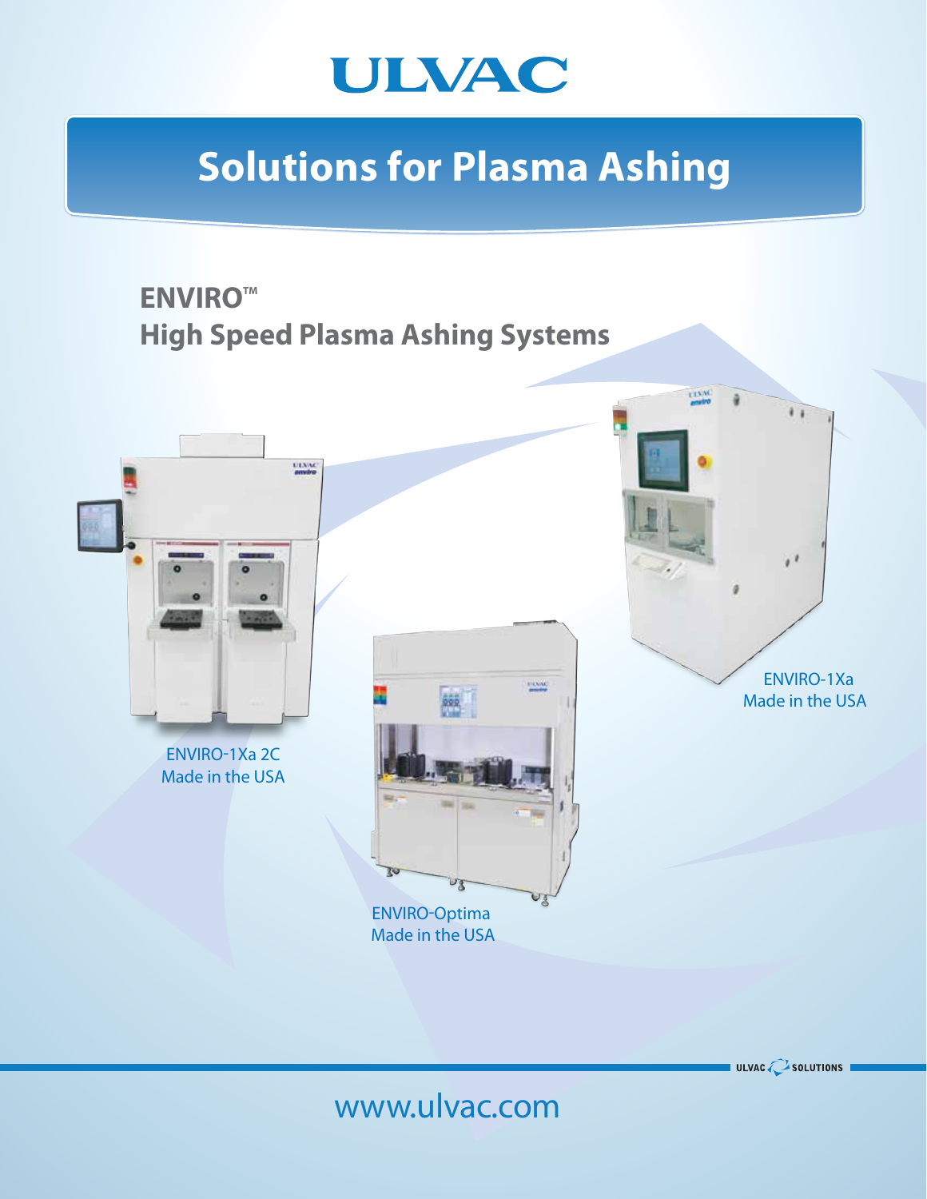# ULVAC

## Solutions for Plasma Ashing

### ENVIRO™
### High Speed Plasma Ashing Systems

ENVIRO-1Xa 2C
Made in the USA

ENVIRO-Optima
Made in the USA

ENVIRO-1Xa
Made in the USA

ULVAC SOLUTIONS

www.ulvac.com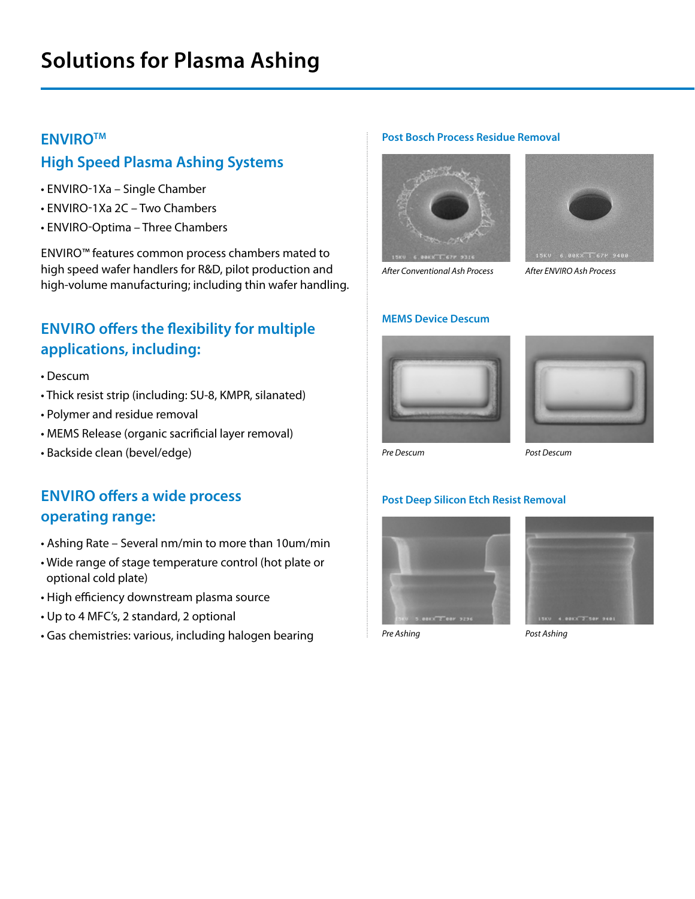# Solutions for Plasma Ashing

## ENVIRO™

## High Speed Plasma Ashing Systems

- ENVIRO-1Xa – Single Chamber
- ENVIRO-1Xa 2C – Two Chambers
- ENVIRO-Optima – Three Chambers

ENVIRO™ features common process chambers mated to high speed wafer handlers for R&D, pilot production and high-volume manufacturing; including thin wafer handling.

## ENVIRO offers the flexibility for multiple applications, including:

- Descum
- Thick resist strip (including: SU-8, KMPR, silanated)
- Polymer and residue removal
- MEMS Release (organic sacrificial layer removal)
- Backside clean (bevel/edge)

## ENVIRO offers a wide process operating range:

- Ashing Rate – Several nm/min to more than 10um/min
- Wide range of stage temperature control (hot plate or optional cold plate)
- High efficiency downstream plasma source
- Up to 4 MFC's, 2 standard, 2 optional
- Gas chemistries: various, including halogen bearing

### Post Bosch Process Residue Removal

*After Conventional Ash Process*

*After ENVIRO Ash Process*

### MEMS Device Descum

*Pre Descum*

*Post Descum*

### Post Deep Silicon Etch Resist Removal

*Pre Ashing*

*Post Ashing*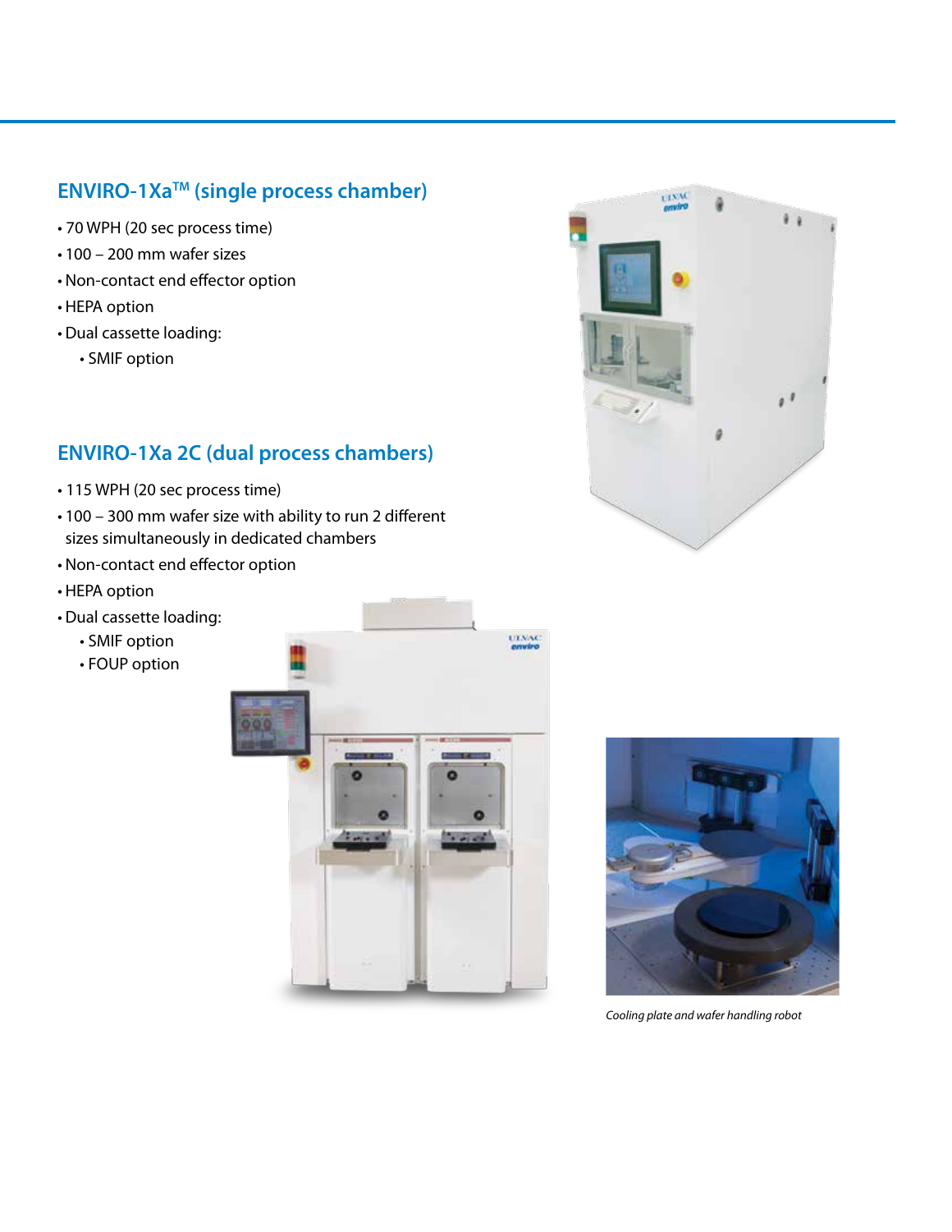## ENVIRO-1Xa™ (single process chamber)

- 70 WPH (20 sec process time)
- 100 – 200 mm wafer sizes
- Non-contact end effector option
- HEPA option
- Dual cassette loading:
  - SMIF option

## ENVIRO-1Xa 2C (dual process chambers)

- 115 WPH (20 sec process time)
- 100 – 300 mm wafer size with ability to run 2 different sizes simultaneously in dedicated chambers
- Non-contact end effector option
- HEPA option
- Dual cassette loading:
  - SMIF option
  - FOUP option

*Cooling plate and wafer handling robot*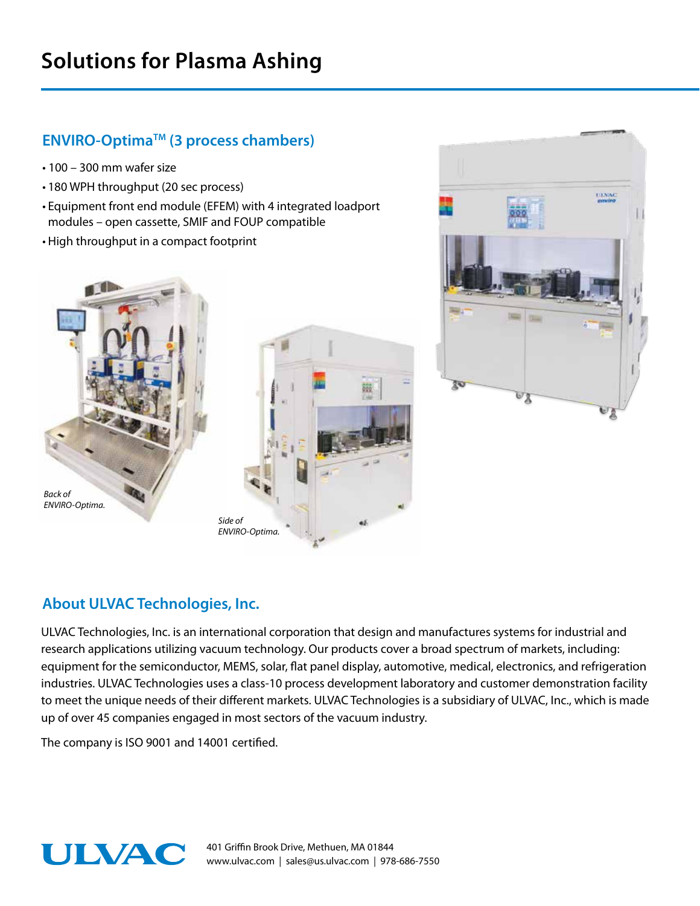# Solutions for Plasma Ashing

## ENVIRO-Optima™ (3 process chambers)

- 100 – 300 mm wafer size
- 180 WPH throughput (20 sec process)
- Equipment front end module (EFEM) with 4 integrated loadport modules – open cassette, SMIF and FOUP compatible
- High throughput in a compact footprint

*Back of ENVIRO-Optima.*

*Side of ENVIRO-Optima.*

## About ULVAC Technologies, Inc.

ULVAC Technologies, Inc. is an international corporation that design and manufactures systems for industrial and research applications utilizing vacuum technology. Our products cover a broad spectrum of markets, including: equipment for the semiconductor, MEMS, solar, flat panel display, automotive, medical, electronics, and refrigeration industries. ULVAC Technologies uses a class-10 process development laboratory and customer demonstration facility to meet the unique needs of their different markets. ULVAC Technologies is a subsidiary of ULVAC, Inc., which is made up of over 45 companies engaged in most sectors of the vacuum industry.

The company is ISO 9001 and 14001 certified.

ULVAC

401 Griffin Brook Drive, Methuen, MA 01844
www.ulvac.com | sales@us.ulvac.com | 978-686-7550